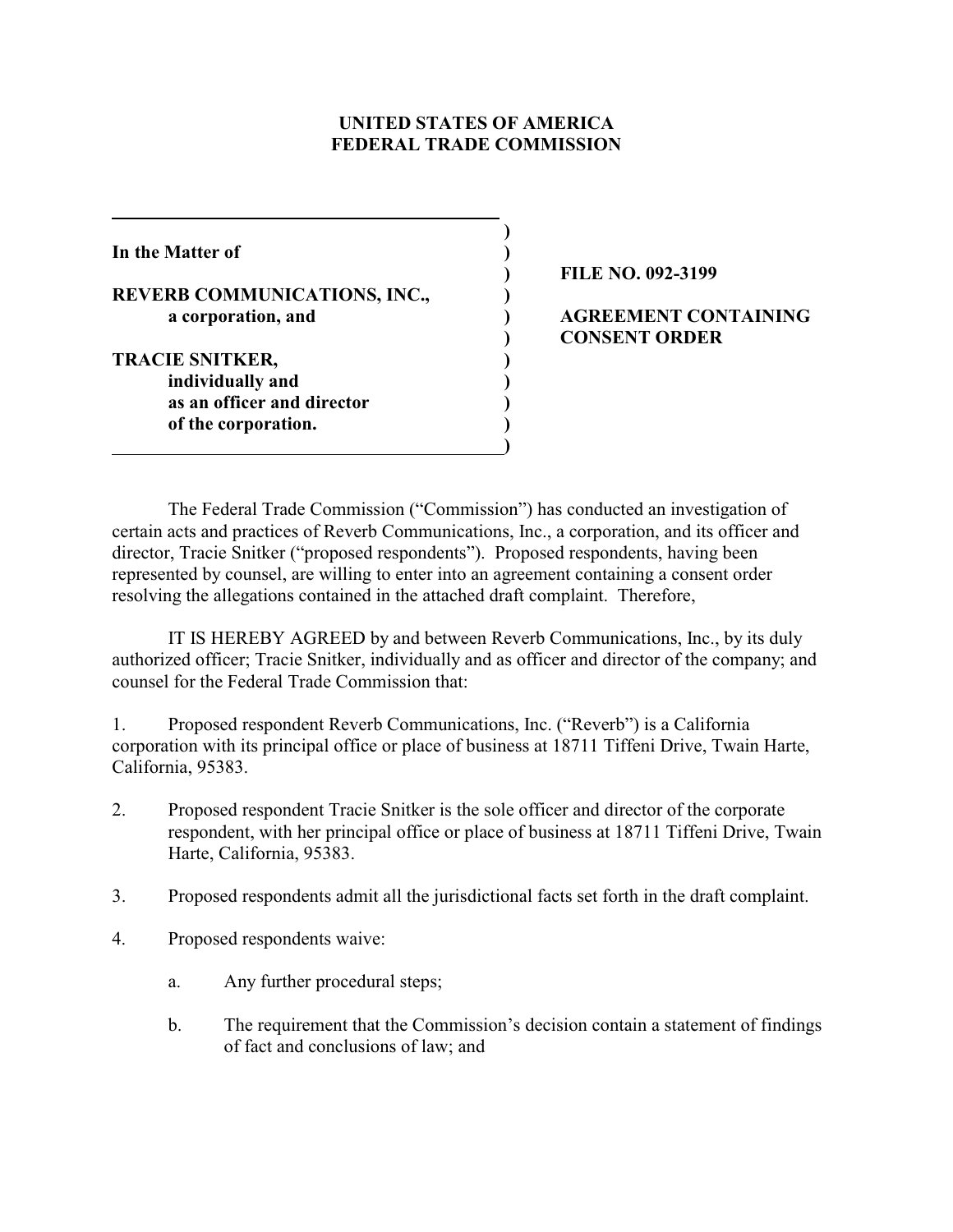# UNITED STATES OF AMERICA
# FEDERAL TRADE COMMISSION

| | |
|---|---|
| **In the Matter of**<br><br>**REVERB COMMUNICATIONS, INC.,**<br>**a corporation, and**<br><br>**TRACIE SNITKER,**<br>**individually and**<br>**as an officer and director**<br>**of the corporation.** | **FILE NO. 092-3199**<br><br>**AGREEMENT CONTAINING CONSENT ORDER** |

The Federal Trade Commission ("Commission") has conducted an investigation of certain acts and practices of Reverb Communications, Inc., a corporation, and its officer and director, Tracie Snitker ("proposed respondents"). Proposed respondents, having been represented by counsel, are willing to enter into an agreement containing a consent order resolving the allegations contained in the attached draft complaint. Therefore,

IT IS HEREBY AGREED by and between Reverb Communications, Inc., by its duly authorized officer; Tracie Snitker, individually and as officer and director of the company; and counsel for the Federal Trade Commission that:

1. Proposed respondent Reverb Communications, Inc. ("Reverb") is a California corporation with its principal office or place of business at 18711 Tiffeni Drive, Twain Harte, California, 95383.

2. Proposed respondent Tracie Snitker is the sole officer and director of the corporate respondent, with her principal office or place of business at 18711 Tiffeni Drive, Twain Harte, California, 95383.

3. Proposed respondents admit all the jurisdictional facts set forth in the draft complaint.

4. Proposed respondents waive:

   a. Any further procedural steps;

   b. The requirement that the Commission's decision contain a statement of findings of fact and conclusions of law; and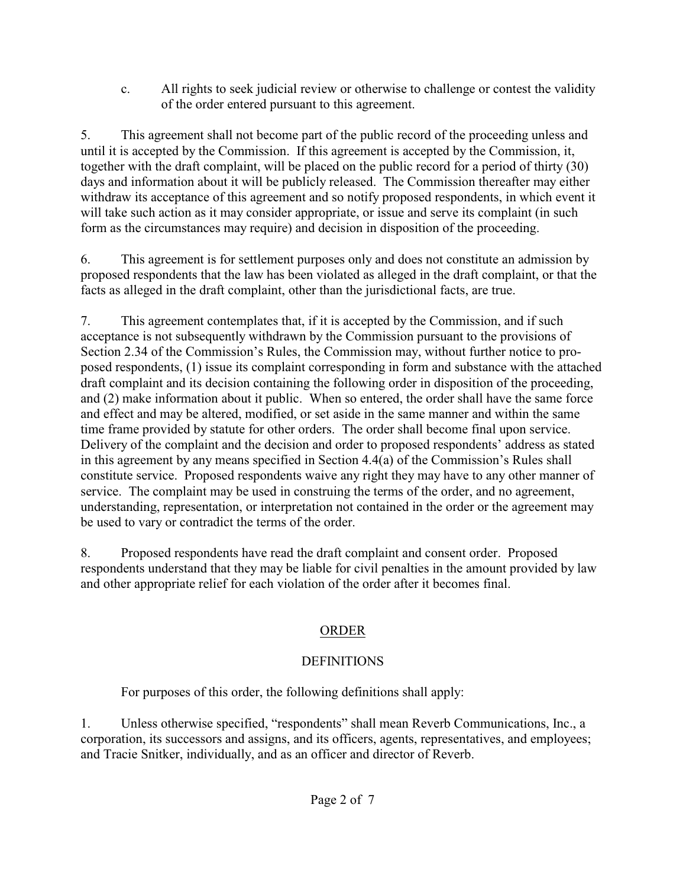c. All rights to seek judicial review or otherwise to challenge or contest the validity of the order entered pursuant to this agreement.

5. This agreement shall not become part of the public record of the proceeding unless and until it is accepted by the Commission. If this agreement is accepted by the Commission, it, together with the draft complaint, will be placed on the public record for a period of thirty (30) days and information about it will be publicly released. The Commission thereafter may either withdraw its acceptance of this agreement and so notify proposed respondents, in which event it will take such action as it may consider appropriate, or issue and serve its complaint (in such form as the circumstances may require) and decision in disposition of the proceeding.

6. This agreement is for settlement purposes only and does not constitute an admission by proposed respondents that the law has been violated as alleged in the draft complaint, or that the facts as alleged in the draft complaint, other than the jurisdictional facts, are true.

7. This agreement contemplates that, if it is accepted by the Commission, and if such acceptance is not subsequently withdrawn by the Commission pursuant to the provisions of Section 2.34 of the Commission's Rules, the Commission may, without further notice to proposed respondents, (1) issue its complaint corresponding in form and substance with the attached draft complaint and its decision containing the following order in disposition of the proceeding, and (2) make information about it public. When so entered, the order shall have the same force and effect and may be altered, modified, or set aside in the same manner and within the same time frame provided by statute for other orders. The order shall become final upon service. Delivery of the complaint and the decision and order to proposed respondents' address as stated in this agreement by any means specified in Section 4.4(a) of the Commission's Rules shall constitute service. Proposed respondents waive any right they may have to any other manner of service. The complaint may be used in construing the terms of the order, and no agreement, understanding, representation, or interpretation not contained in the order or the agreement may be used to vary or contradict the terms of the order.

8. Proposed respondents have read the draft complaint and consent order. Proposed respondents understand that they may be liable for civil penalties in the amount provided by law and other appropriate relief for each violation of the order after it becomes final.

## ORDER

### DEFINITIONS

For purposes of this order, the following definitions shall apply:

1. Unless otherwise specified, "respondents" shall mean Reverb Communications, Inc., a corporation, its successors and assigns, and its officers, agents, representatives, and employees; and Tracie Snitker, individually, and as an officer and director of Reverb.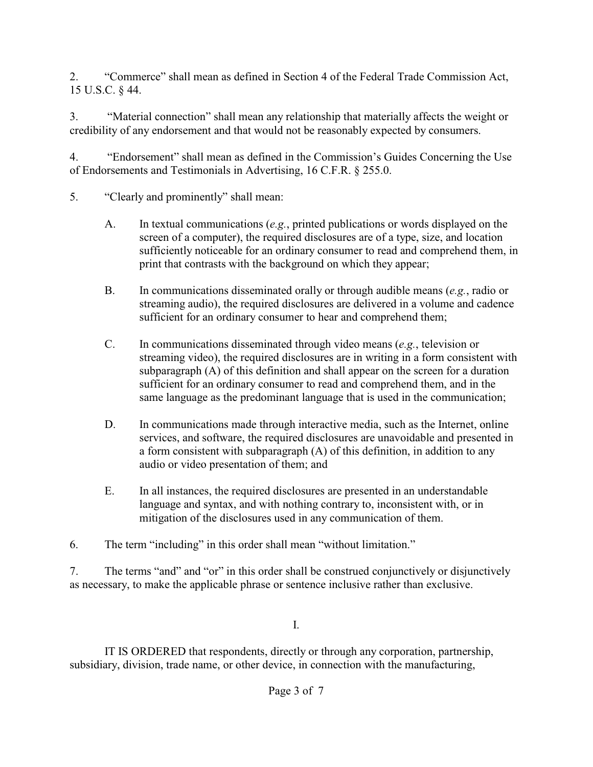2. "Commerce" shall mean as defined in Section 4 of the Federal Trade Commission Act, 15 U.S.C. § 44.

3. "Material connection" shall mean any relationship that materially affects the weight or credibility of any endorsement and that would not be reasonably expected by consumers.

4. "Endorsement" shall mean as defined in the Commission's Guides Concerning the Use of Endorsements and Testimonials in Advertising, 16 C.F.R. § 255.0.

5. "Clearly and prominently" shall mean:

   A. In textual communications (*e.g.*, printed publications or words displayed on the screen of a computer), the required disclosures are of a type, size, and location sufficiently noticeable for an ordinary consumer to read and comprehend them, in print that contrasts with the background on which they appear;

   B. In communications disseminated orally or through audible means (*e.g.*, radio or streaming audio), the required disclosures are delivered in a volume and cadence sufficient for an ordinary consumer to hear and comprehend them;

   C. In communications disseminated through video means (*e.g.*, television or streaming video), the required disclosures are in writing in a form consistent with subparagraph (A) of this definition and shall appear on the screen for a duration sufficient for an ordinary consumer to read and comprehend them, and in the same language as the predominant language that is used in the communication;

   D. In communications made through interactive media, such as the Internet, online services, and software, the required disclosures are unavoidable and presented in a form consistent with subparagraph (A) of this definition, in addition to any audio or video presentation of them; and

   E. In all instances, the required disclosures are presented in an understandable language and syntax, and with nothing contrary to, inconsistent with, or in mitigation of the disclosures used in any communication of them.

6. The term "including" in this order shall mean "without limitation."

7. The terms "and" and "or" in this order shall be construed conjunctively or disjunctively as necessary, to make the applicable phrase or sentence inclusive rather than exclusive.

## I.

IT IS ORDERED that respondents, directly or through any corporation, partnership, subsidiary, division, trade name, or other device, in connection with the manufacturing,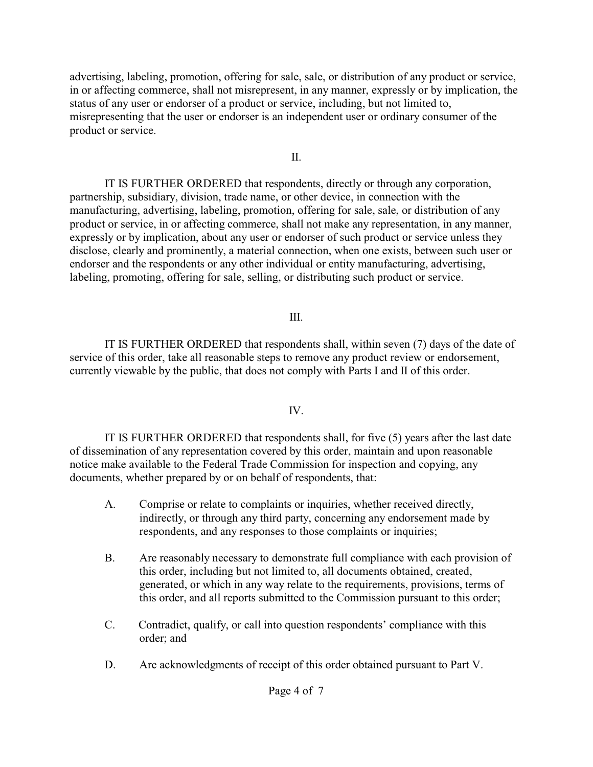advertising, labeling, promotion, offering for sale, sale, or distribution of any product or service, in or affecting commerce, shall not misrepresent, in any manner, expressly or by implication, the status of any user or endorser of a product or service, including, but not limited to, misrepresenting that the user or endorser is an independent user or ordinary consumer of the product or service.

## II.

IT IS FURTHER ORDERED that respondents, directly or through any corporation, partnership, subsidiary, division, trade name, or other device, in connection with the manufacturing, advertising, labeling, promotion, offering for sale, sale, or distribution of any product or service, in or affecting commerce, shall not make any representation, in any manner, expressly or by implication, about any user or endorser of such product or service unless they disclose, clearly and prominently, a material connection, when one exists, between such user or endorser and the respondents or any other individual or entity manufacturing, advertising, labeling, promoting, offering for sale, selling, or distributing such product or service.

## III.

IT IS FURTHER ORDERED that respondents shall, within seven (7) days of the date of service of this order, take all reasonable steps to remove any product review or endorsement, currently viewable by the public, that does not comply with Parts I and II of this order.

## IV.

IT IS FURTHER ORDERED that respondents shall, for five (5) years after the last date of dissemination of any representation covered by this order, maintain and upon reasonable notice make available to the Federal Trade Commission for inspection and copying, any documents, whether prepared by or on behalf of respondents, that:

A. Comprise or relate to complaints or inquiries, whether received directly, indirectly, or through any third party, concerning any endorsement made by respondents, and any responses to those complaints or inquiries;

B. Are reasonably necessary to demonstrate full compliance with each provision of this order, including but not limited to, all documents obtained, created, generated, or which in any way relate to the requirements, provisions, terms of this order, and all reports submitted to the Commission pursuant to this order;

C. Contradict, qualify, or call into question respondents' compliance with this order; and

D. Are acknowledgments of receipt of this order obtained pursuant to Part V.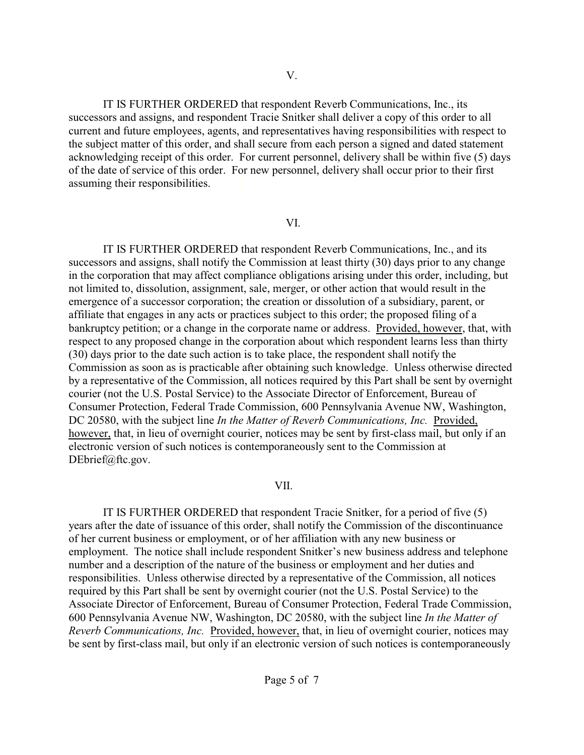V.

IT IS FURTHER ORDERED that respondent Reverb Communications, Inc., its successors and assigns, and respondent Tracie Snitker shall deliver a copy of this order to all current and future employees, agents, and representatives having responsibilities with respect to the subject matter of this order, and shall secure from each person a signed and dated statement acknowledging receipt of this order. For current personnel, delivery shall be within five (5) days of the date of service of this order. For new personnel, delivery shall occur prior to their first assuming their responsibilities.

VI.

IT IS FURTHER ORDERED that respondent Reverb Communications, Inc., and its successors and assigns, shall notify the Commission at least thirty (30) days prior to any change in the corporation that may affect compliance obligations arising under this order, including, but not limited to, dissolution, assignment, sale, merger, or other action that would result in the emergence of a successor corporation; the creation or dissolution of a subsidiary, parent, or affiliate that engages in any acts or practices subject to this order; the proposed filing of a bankruptcy petition; or a change in the corporate name or address. Provided, however, that, with respect to any proposed change in the corporation about which respondent learns less than thirty (30) days prior to the date such action is to take place, the respondent shall notify the Commission as soon as is practicable after obtaining such knowledge. Unless otherwise directed by a representative of the Commission, all notices required by this Part shall be sent by overnight courier (not the U.S. Postal Service) to the Associate Director of Enforcement, Bureau of Consumer Protection, Federal Trade Commission, 600 Pennsylvania Avenue NW, Washington, DC 20580, with the subject line *In the Matter of Reverb Communications, Inc.* Provided, however, that, in lieu of overnight courier, notices may be sent by first-class mail, but only if an electronic version of such notices is contemporaneously sent to the Commission at DEbrief@ftc.gov.

VII.

IT IS FURTHER ORDERED that respondent Tracie Snitker, for a period of five (5) years after the date of issuance of this order, shall notify the Commission of the discontinuance of her current business or employment, or of her affiliation with any new business or employment. The notice shall include respondent Snitker's new business address and telephone number and a description of the nature of the business or employment and her duties and responsibilities. Unless otherwise directed by a representative of the Commission, all notices required by this Part shall be sent by overnight courier (not the U.S. Postal Service) to the Associate Director of Enforcement, Bureau of Consumer Protection, Federal Trade Commission, 600 Pennsylvania Avenue NW, Washington, DC 20580, with the subject line *In the Matter of Reverb Communications, Inc.* Provided, however, that, in lieu of overnight courier, notices may be sent by first-class mail, but only if an electronic version of such notices is contemporaneously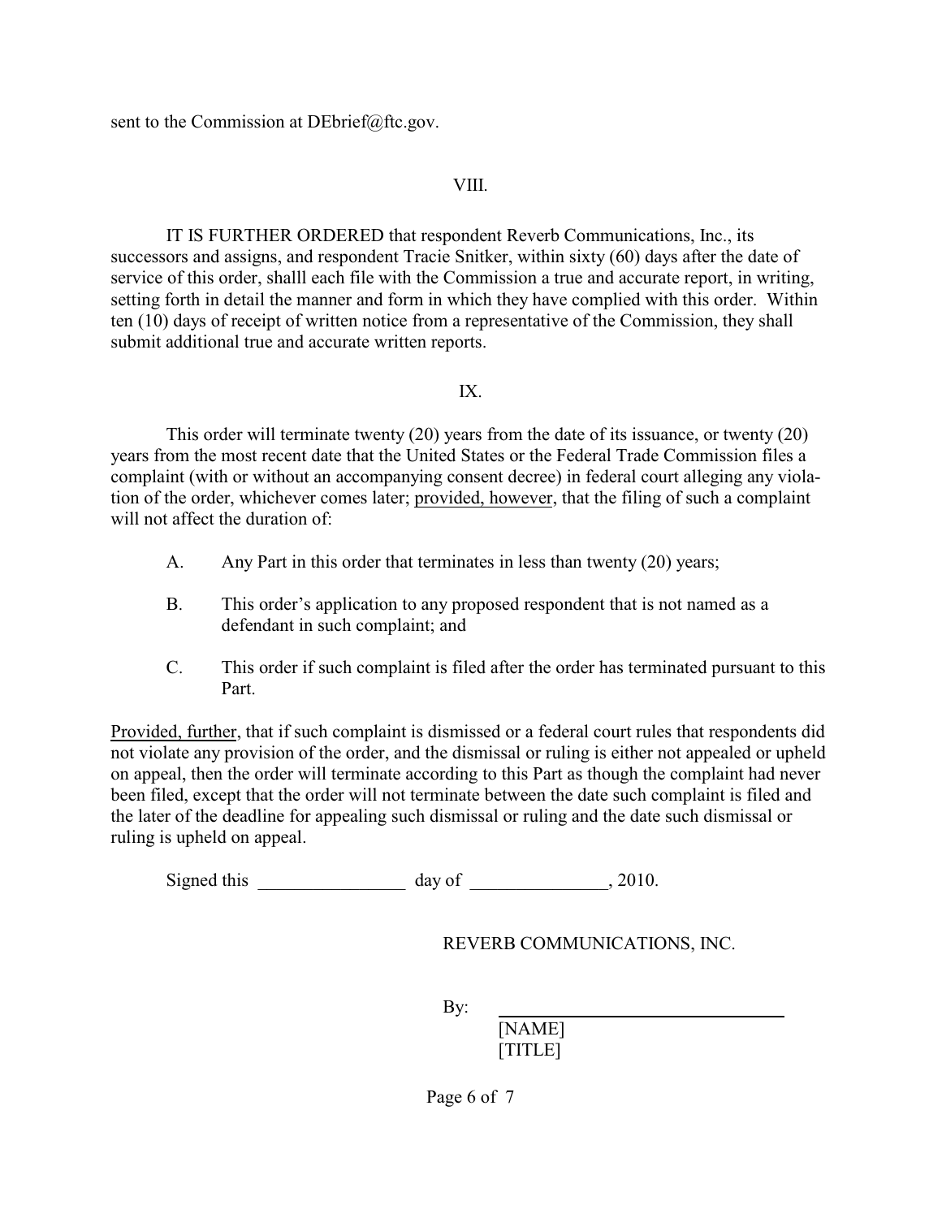sent to the Commission at DEbrief@ftc.gov.

VIII.

IT IS FURTHER ORDERED that respondent Reverb Communications, Inc., its successors and assigns, and respondent Tracie Snitker, within sixty (60) days after the date of service of this order, shalll each file with the Commission a true and accurate report, in writing, setting forth in detail the manner and form in which they have complied with this order. Within ten (10) days of receipt of written notice from a representative of the Commission, they shall submit additional true and accurate written reports.

IX.

This order will terminate twenty (20) years from the date of its issuance, or twenty (20) years from the most recent date that the United States or the Federal Trade Commission files a complaint (with or without an accompanying consent decree) in federal court alleging any violation of the order, whichever comes later; provided, however, that the filing of such a complaint will not affect the duration of:

A. Any Part in this order that terminates in less than twenty (20) years;

B. This order's application to any proposed respondent that is not named as a defendant in such complaint; and

C. This order if such complaint is filed after the order has terminated pursuant to this Part.

Provided, further, that if such complaint is dismissed or a federal court rules that respondents did not violate any provision of the order, and the dismissal or ruling is either not appealed or upheld on appeal, then the order will terminate according to this Part as though the complaint had never been filed, except that the order will not terminate between the date such complaint is filed and the later of the deadline for appealing such dismissal or ruling and the date such dismissal or ruling is upheld on appeal.

Signed this ________________ day of _______________, 2010.

REVERB COMMUNICATIONS, INC.

By: ______________________________

[NAME]
[TITLE]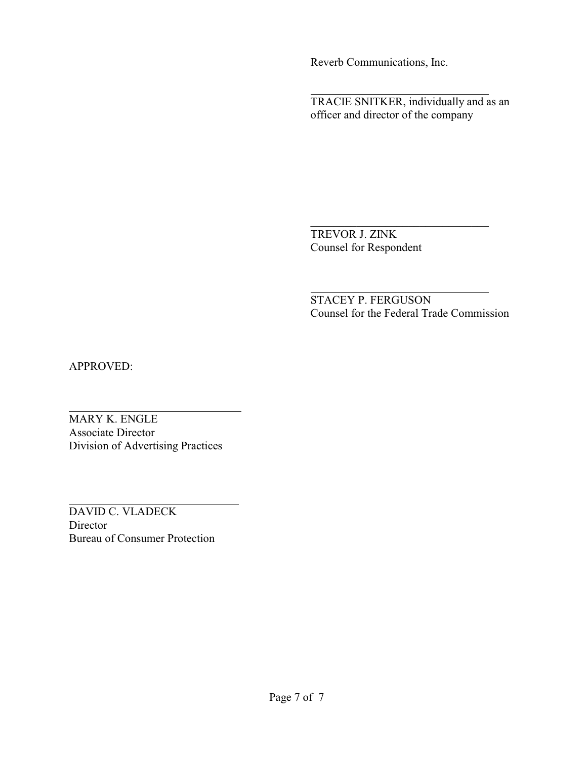Reverb Communications, Inc.

\_\_\_\_\_\_\_\_\_\_\_\_\_\_\_\_\_\_\_\_\_\_\_\_\_\_\_\_\_\_
TRACIE SNITKER, individually and as an officer and director of the company

\_\_\_\_\_\_\_\_\_\_\_\_\_\_\_\_\_\_\_\_\_\_\_\_\_\_\_\_\_\_
TREVOR J. ZINK
Counsel for Respondent

\_\_\_\_\_\_\_\_\_\_\_\_\_\_\_\_\_\_\_\_\_\_\_\_\_\_\_\_\_\_
STACEY P. FERGUSON
Counsel for the Federal Trade Commission

APPROVED:

\_\_\_\_\_\_\_\_\_\_\_\_\_\_\_\_\_\_\_\_\_\_\_\_\_\_\_\_\_\_
MARY K. ENGLE
Associate Director
Division of Advertising Practices

\_\_\_\_\_\_\_\_\_\_\_\_\_\_\_\_\_\_\_\_\_\_\_\_\_\_\_\_\_\_
DAVID C. VLADECK
Director
Bureau of Consumer Protection